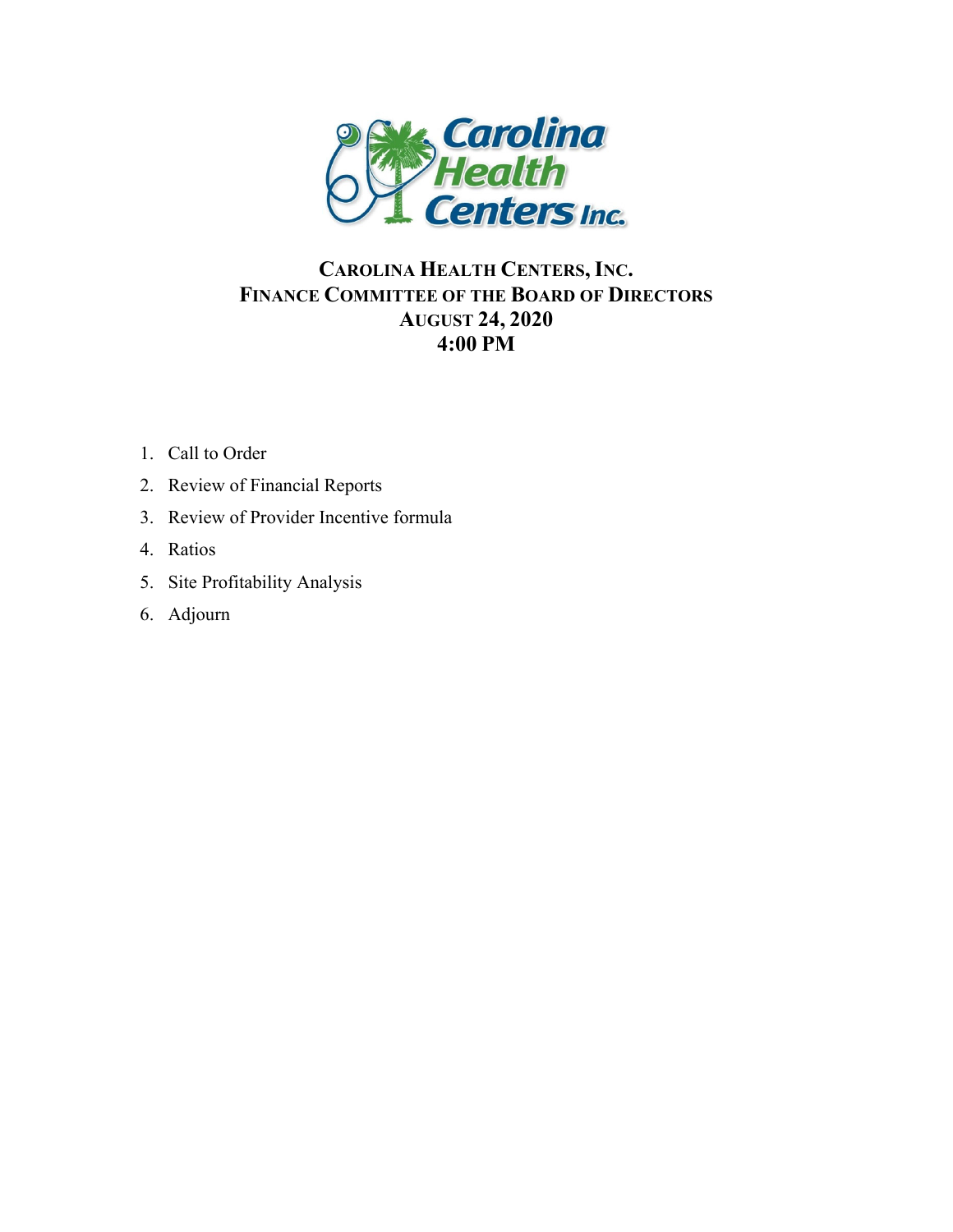# CAROLINA HEALTH CENTERS, INC.

## FINANCE COMMITTEE OF THE BOARD OF DIRECTORS

## AUGUST 24, 2020

## 4:00 PM

1. Call to Order
2. Review of Financial Reports
3. Review of Provider Incentive formula
4. Ratios
5. Site Profitability Analysis
6. Adjourn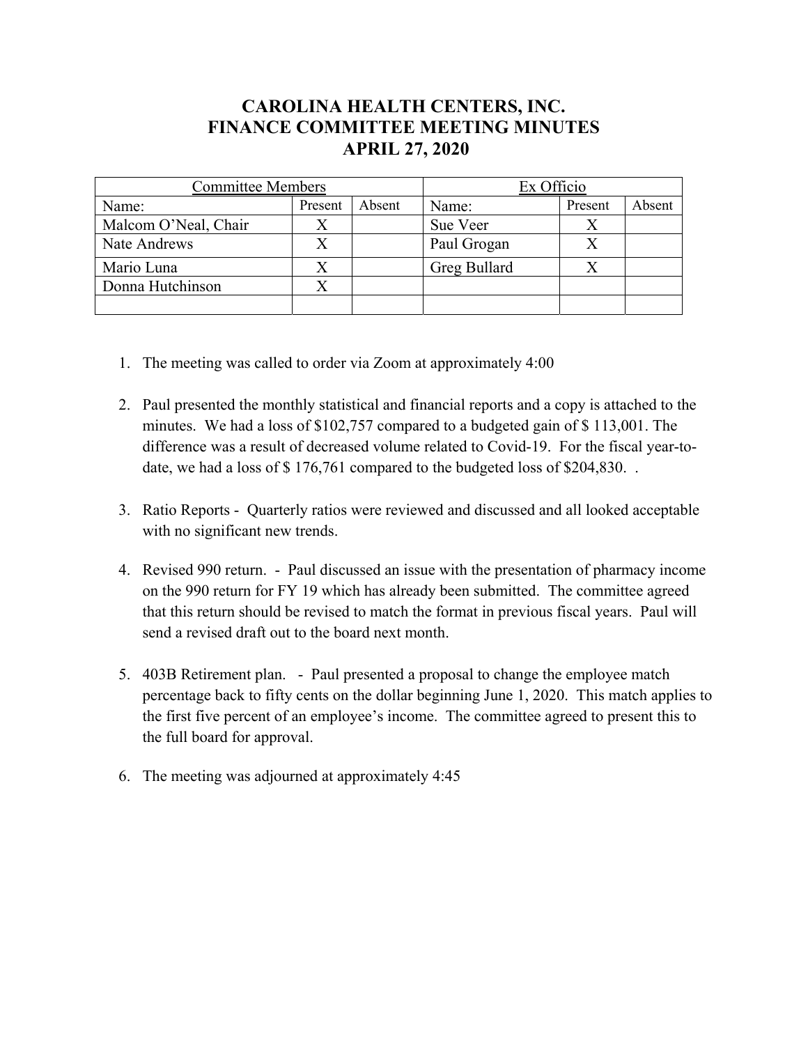# CAROLINA HEALTH CENTERS, INC.
# FINANCE COMMITTEE MEETING MINUTES
# APRIL 27, 2020

| Committee Members | | | Ex Officio | | |
|---|---|---|---|---|---|
| Name: | Present | Absent | Name: | Present | Absent |
| Malcom O'Neal, Chair | X | | Sue Veer | X | |
| Nate Andrews | X | | Paul Grogan | X | |
| Mario Luna | X | | Greg Bullard | X | |
| Donna Hutchinson | X | | | | |
| | | | | | |

1. The meeting was called to order via Zoom at approximately 4:00

2. Paul presented the monthly statistical and financial reports and a copy is attached to the minutes. We had a loss of $102,757 compared to a budgeted gain of $ 113,001. The difference was a result of decreased volume related to Covid-19. For the fiscal year-to-date, we had a loss of $ 176,761 compared to the budgeted loss of $204,830. .

3. Ratio Reports - Quarterly ratios were reviewed and discussed and all looked acceptable with no significant new trends.

4. Revised 990 return. - Paul discussed an issue with the presentation of pharmacy income on the 990 return for FY 19 which has already been submitted. The committee agreed that this return should be revised to match the format in previous fiscal years. Paul will send a revised draft out to the board next month.

5. 403B Retirement plan. - Paul presented a proposal to change the employee match percentage back to fifty cents on the dollar beginning June 1, 2020. This match applies to the first five percent of an employee's income. The committee agreed to present this to the full board for approval.

6. The meeting was adjourned at approximately 4:45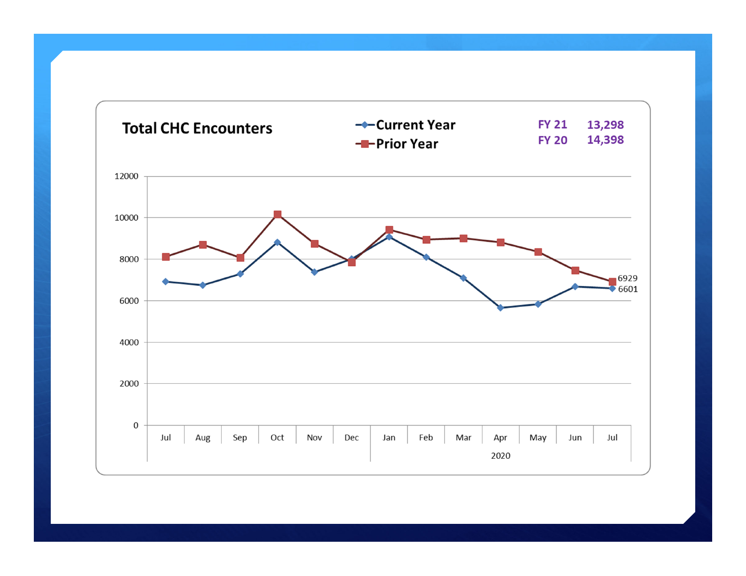## Total CHC Encounters

Current Year / Prior Year

| | |
|---|---|
| FY 21 | 13,298 |
| FY 20 | 14,398 |

Y-axis: 0, 2000, 4000, 6000, 8000, 10000, 12000

X-axis: Jul, Aug, Sep, Oct, Nov, Dec, Jan, Feb, Mar, Apr, May, Jun, Jul (2020)

Data labels (Jul 2020): Prior Year 6929; Current Year 6601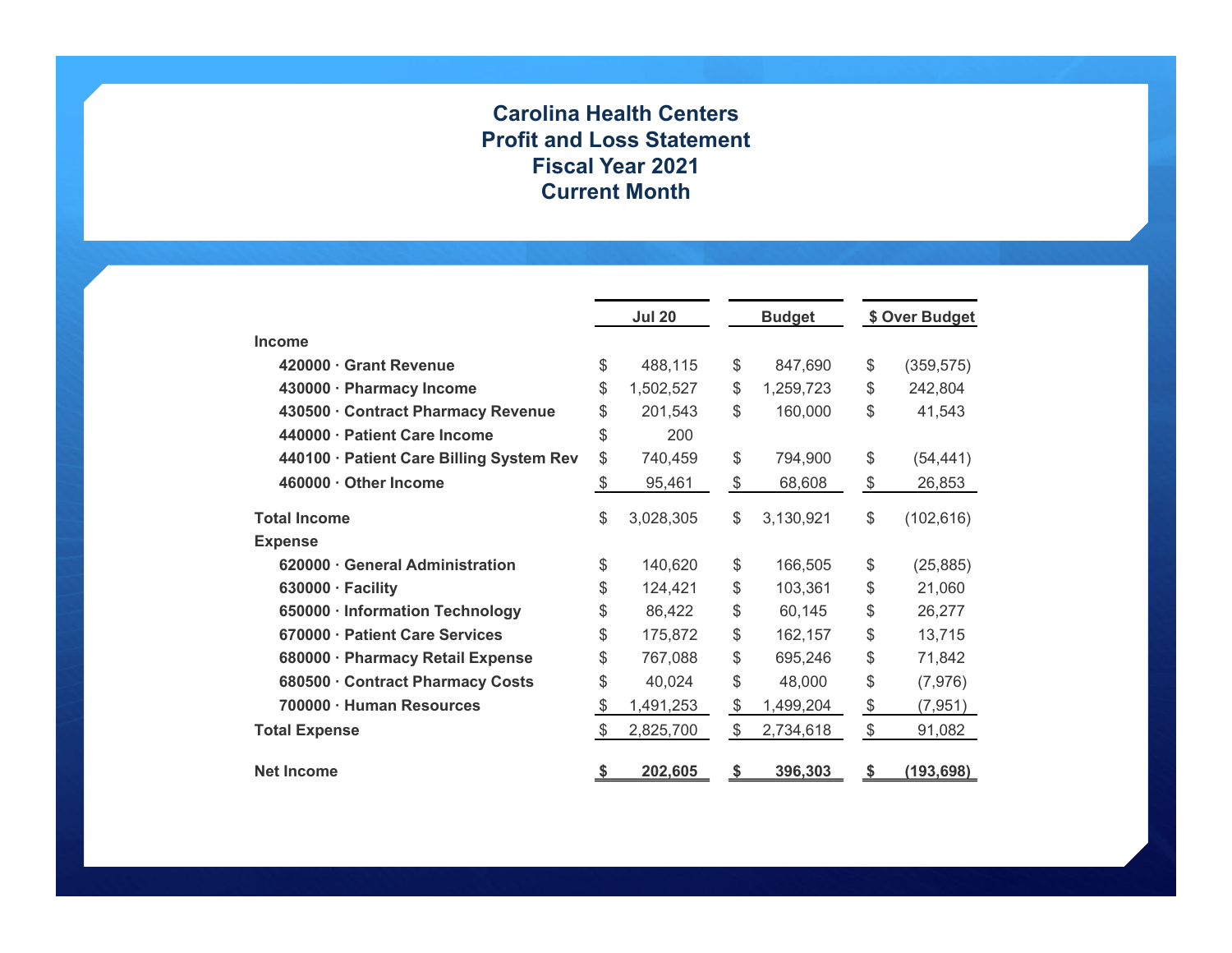# Carolina Health Centers
## Profit and Loss Statement
## Fiscal Year 2021
## Current Month

| | Jul 20 | Budget | $ Over Budget |
|---|---|---|---|
| **Income** | | | |
| **420000 · Grant Revenue** | $ 488,115 | $ 847,690 | $ (359,575) |
| **430000 · Pharmacy Income** | $ 1,502,527 | $ 1,259,723 | $ 242,804 |
| **430500 · Contract Pharmacy Revenue** | $ 201,543 | $ 160,000 | $ 41,543 |
| **440000 · Patient Care Income** | $ 200 | | |
| **440100 · Patient Care Billing System Rev** | $ 740,459 | $ 794,900 | $ (54,441) |
| **460000 · Other Income** | $ 95,461 | $ 68,608 | $ 26,853 |
| **Total Income** | $ 3,028,305 | $ 3,130,921 | $ (102,616) |
| **Expense** | | | |
| **620000 · General Administration** | $ 140,620 | $ 166,505 | $ (25,885) |
| **630000 · Facility** | $ 124,421 | $ 103,361 | $ 21,060 |
| **650000 · Information Technology** | $ 86,422 | $ 60,145 | $ 26,277 |
| **670000 · Patient Care Services** | $ 175,872 | $ 162,157 | $ 13,715 |
| **680000 · Pharmacy Retail Expense** | $ 767,088 | $ 695,246 | $ 71,842 |
| **680500 · Contract Pharmacy Costs** | $ 40,024 | $ 48,000 | $ (7,976) |
| **700000 · Human Resources** | $ 1,491,253 | $ 1,499,204 | $ (7,951) |
| **Total Expense** | $ 2,825,700 | $ 2,734,618 | $ 91,082 |
| **Net Income** | **$ 202,605** | **$ 396,303** | **$ (193,698)** |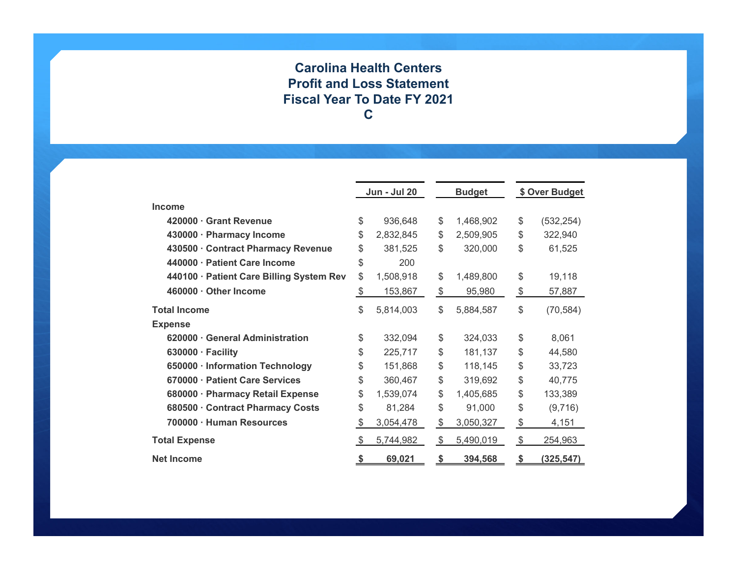# Carolina Health Centers
## Profit and Loss Statement
## Fiscal Year To Date FY 2021
## C

| | Jun - Jul 20 | Budget | $ Over Budget |
|---|---|---|---|
| **Income** | | | |
| **420000 · Grant Revenue** | $ 936,648 | $ 1,468,902 | $ (532,254) |
| **430000 · Pharmacy Income** | $ 2,832,845 | $ 2,509,905 | $ 322,940 |
| **430500 · Contract Pharmacy Revenue** | $ 381,525 | $ 320,000 | $ 61,525 |
| **440000 · Patient Care Income** | $ 200 | | |
| **440100 · Patient Care Billing System Rev** | $ 1,508,918 | $ 1,489,800 | $ 19,118 |
| **460000 · Other Income** | $ 153,867 | $ 95,980 | $ 57,887 |
| **Total Income** | $ 5,814,003 | $ 5,884,587 | $ (70,584) |
| **Expense** | | | |
| **620000 · General Administration** | $ 332,094 | $ 324,033 | $ 8,061 |
| **630000 · Facility** | $ 225,717 | $ 181,137 | $ 44,580 |
| **650000 · Information Technology** | $ 151,868 | $ 118,145 | $ 33,723 |
| **670000 · Patient Care Services** | $ 360,467 | $ 319,692 | $ 40,775 |
| **680000 · Pharmacy Retail Expense** | $ 1,539,074 | $ 1,405,685 | $ 133,389 |
| **680500 · Contract Pharmacy Costs** | $ 81,284 | $ 91,000 | $ (9,716) |
| **700000 · Human Resources** | $ 3,054,478 | $ 3,050,327 | $ 4,151 |
| **Total Expense** | $ 5,744,982 | $ 5,490,019 | $ 254,963 |
| **Net Income** | **$ 69,021** | **$ 394,568** | **$ (325,547)** |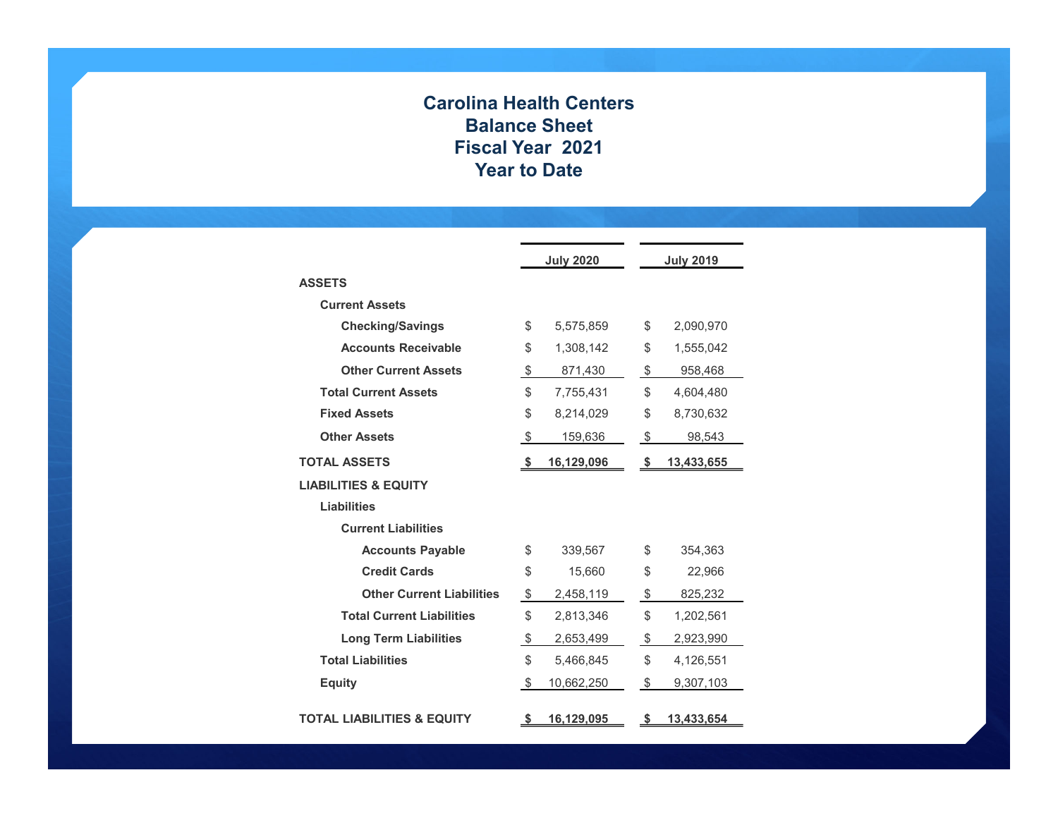# Carolina Health Centers
## Balance Sheet
## Fiscal Year 2021
## Year to Date

| | July 2020 | July 2019 |
|---|---|---|
| **ASSETS** | | |
| **Current Assets** | | |
| **Checking/Savings** | $ 5,575,859 | $ 2,090,970 |
| **Accounts Receivable** | $ 1,308,142 | $ 1,555,042 |
| **Other Current Assets** | $ 871,430 | $ 958,468 |
| **Total Current Assets** | $ 7,755,431 | $ 4,604,480 |
| **Fixed Assets** | $ 8,214,029 | $ 8,730,632 |
| **Other Assets** | $ 159,636 | $ 98,543 |
| **TOTAL ASSETS** | **$ 16,129,096** | **$ 13,433,655** |
| **LIABILITIES & EQUITY** | | |
| **Liabilities** | | |
| **Current Liabilities** | | |
| **Accounts Payable** | $ 339,567 | $ 354,363 |
| **Credit Cards** | $ 15,660 | $ 22,966 |
| **Other Current Liabilities** | $ 2,458,119 | $ 825,232 |
| **Total Current Liabilities** | $ 2,813,346 | $ 1,202,561 |
| **Long Term Liabilities** | $ 2,653,499 | $ 2,923,990 |
| **Total Liabilities** | $ 5,466,845 | $ 4,126,551 |
| **Equity** | $ 10,662,250 | $ 9,307,103 |
| **TOTAL LIABILITIES & EQUITY** | **$ 16,129,095** | **$ 13,433,654** |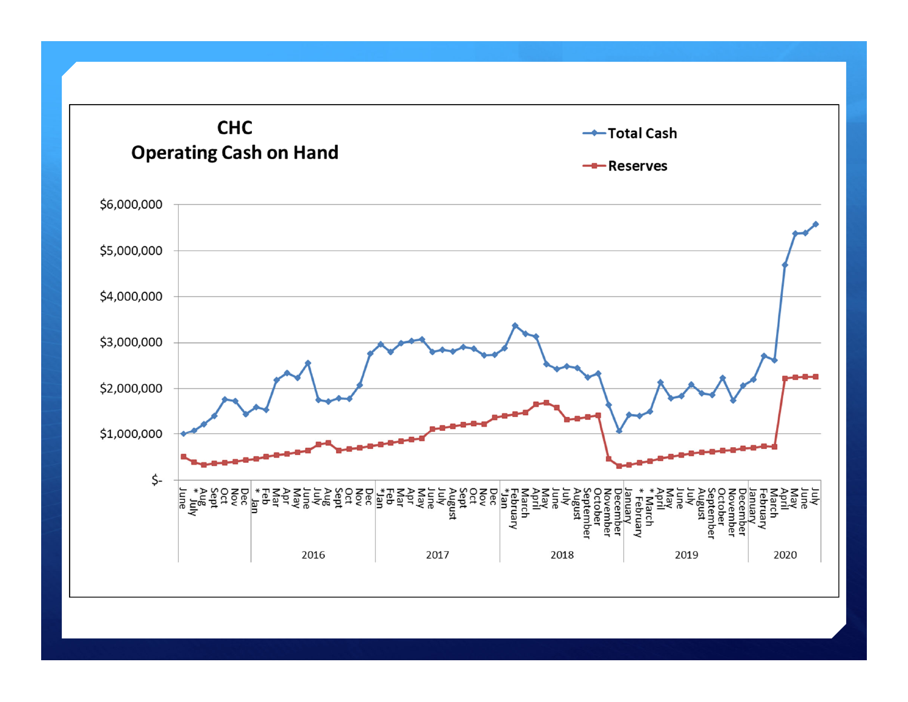# CHC
## Operating Cash on Hand

- Total Cash
- Reserves

$6,000,000
$5,000,000
$4,000,000
$3,000,000
$2,000,000
$1,000,000
$-

June, * July, Aug, Sept, Oct, Nov, Dec | * Jan, Feb, Mar, Apr, May, June, July, Aug, Sept, Oct, Nov, Dec (2016) | *Jan, Feb, Mar, Apr, May, June, July, August, Sept, Oct, Nov, Dec (2017) | *Jan, February, March, April, May, June, July, August, September, October, November, December (2018) | January, * February, * March, April, May, June, July, August, September, October, November, December (2019) | January, February, March, April, May, June, July (2020)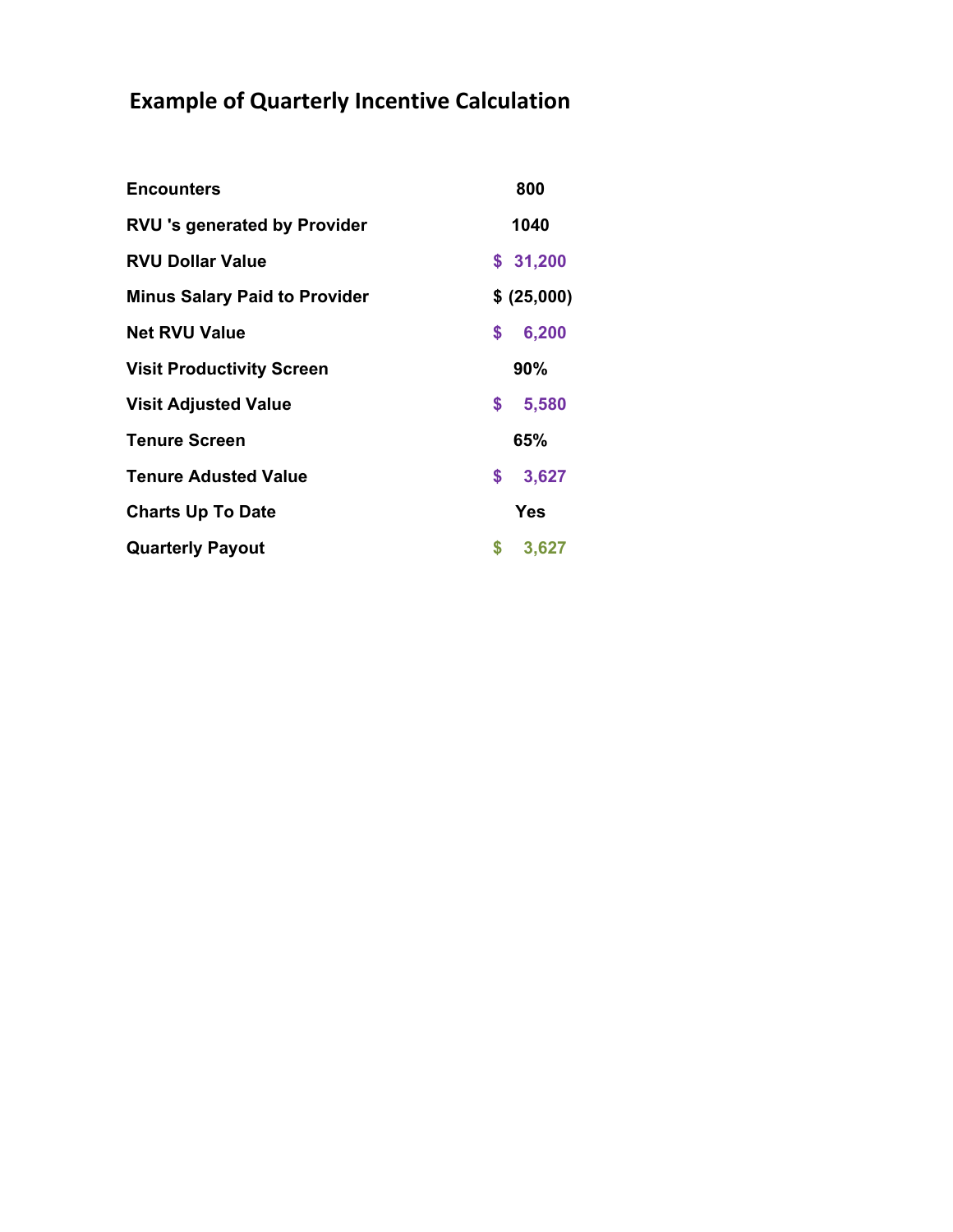# Example of Quarterly Incentive Calculation

| | |
|---|---|
| **Encounters** | **800** |
| **RVU 's generated by Provider** | **1040** |
| **RVU Dollar Value** | **$ 31,200** |
| **Minus Salary Paid to Provider** | **$ (25,000)** |
| **Net RVU Value** | **$ 6,200** |
| **Visit Productivity Screen** | **90%** |
| **Visit Adjusted Value** | **$ 5,580** |
| **Tenure Screen** | **65%** |
| **Tenure Adusted Value** | **$ 3,627** |
| **Charts Up To Date** | **Yes** |
| **Quarterly Payout** | **$ 3,627** |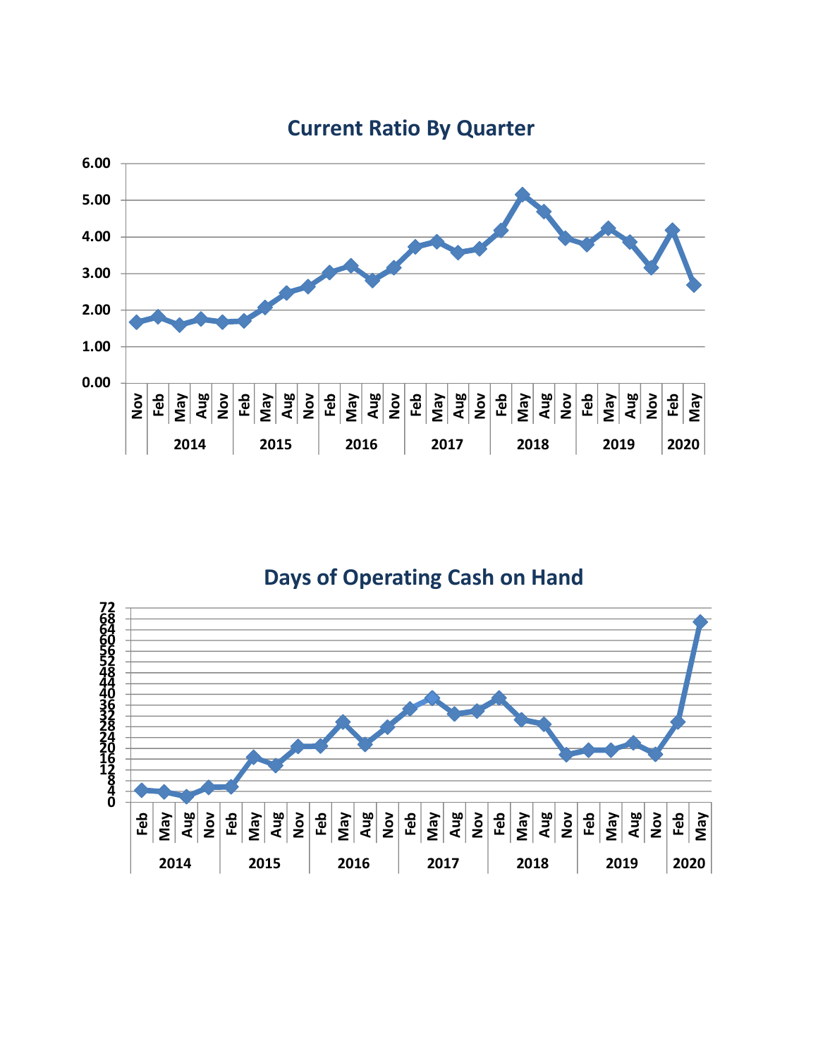## Current Ratio By Quarter

## Days of Operating Cash on Hand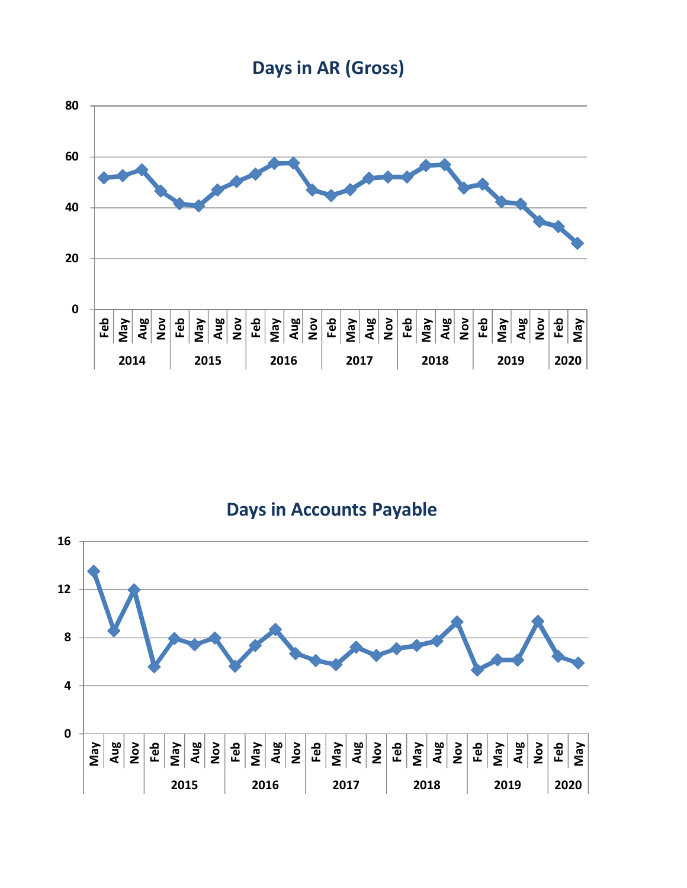## Days in AR (Gross)

## Days in Accounts Payable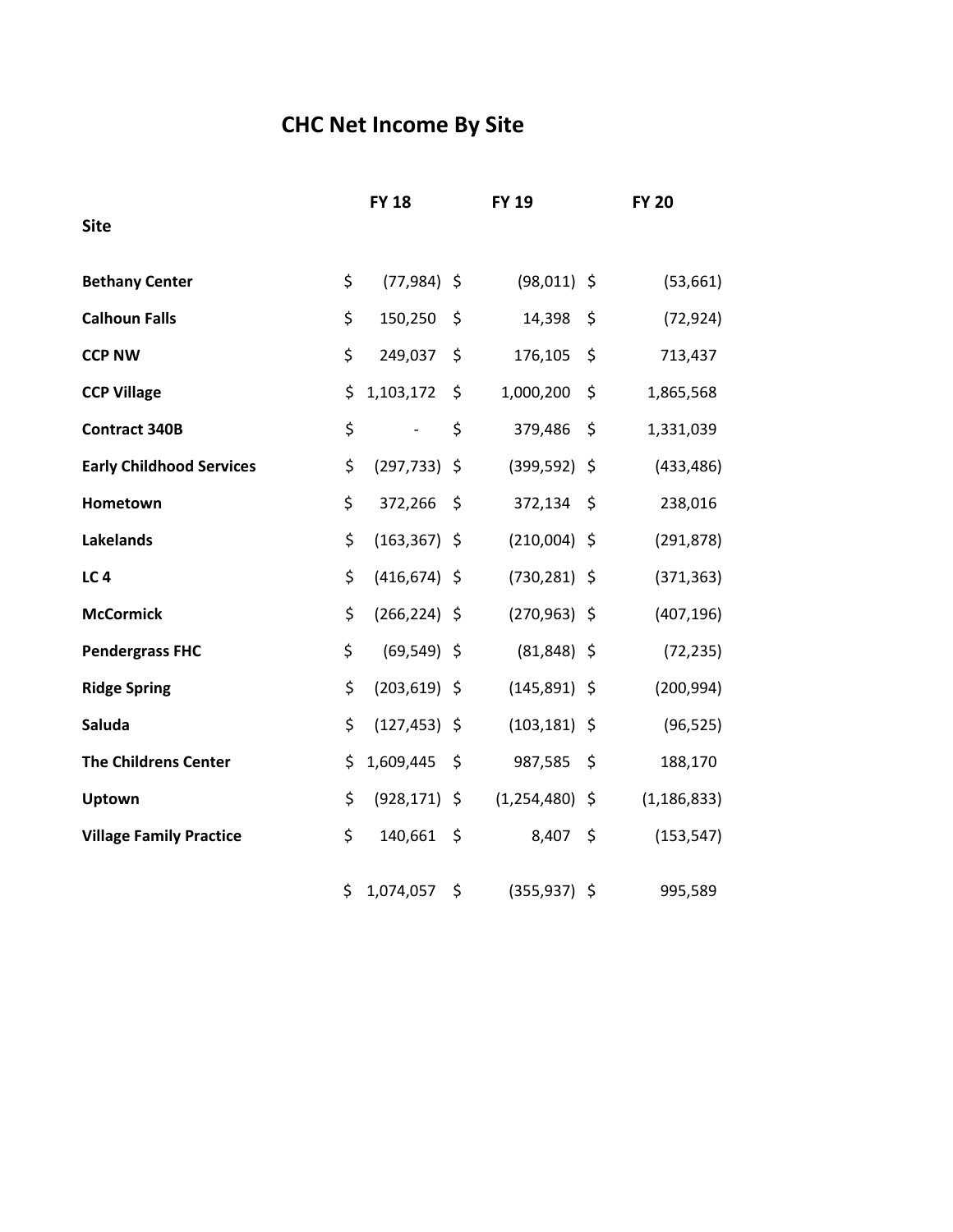# CHC Net Income By Site

| Site | FY 18 | FY 19 | FY 20 |
|---|---|---|---|
| **Bethany Center** | $ (77,984) | $ (98,011) | $ (53,661) |
| **Calhoun Falls** | $ 150,250 | $ 14,398 | $ (72,924) |
| **CCP NW** | $ 249,037 | $ 176,105 | $ 713,437 |
| **CCP Village** | $ 1,103,172 | $ 1,000,200 | $ 1,865,568 |
| **Contract 340B** | $ - | $ 379,486 | $ 1,331,039 |
| **Early Childhood Services** | $ (297,733) | $ (399,592) | $ (433,486) |
| **Hometown** | $ 372,266 | $ 372,134 | $ 238,016 |
| **Lakelands** | $ (163,367) | $ (210,004) | $ (291,878) |
| **LC 4** | $ (416,674) | $ (730,281) | $ (371,363) |
| **McCormick** | $ (266,224) | $ (270,963) | $ (407,196) |
| **Pendergrass FHC** | $ (69,549) | $ (81,848) | $ (72,235) |
| **Ridge Spring** | $ (203,619) | $ (145,891) | $ (200,994) |
| **Saluda** | $ (127,453) | $ (103,181) | $ (96,525) |
| **The Childrens Center** | $ 1,609,445 | $ 987,585 | $ 188,170 |
| **Uptown** | $ (928,171) | $ (1,254,480) | $ (1,186,833) |
| **Village Family Practice** | $ 140,661 | $ 8,407 | $ (153,547) |
| | $ 1,074,057 | $ (355,937) | $ 995,589 |